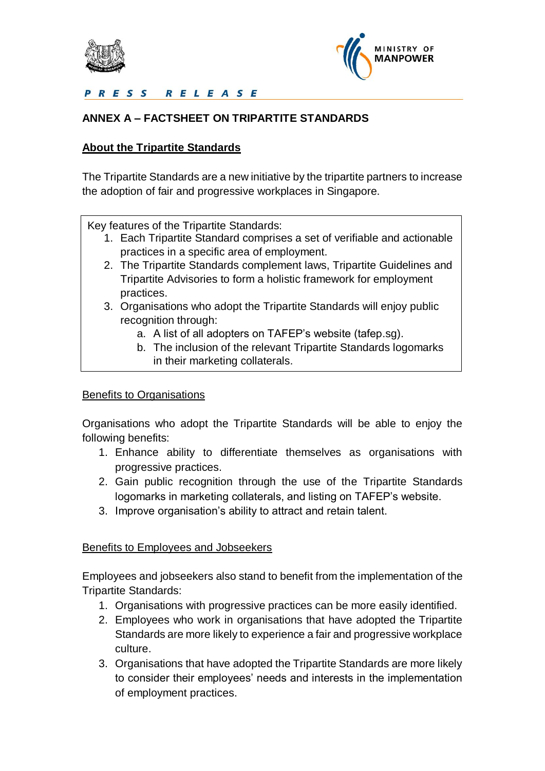PRESS RELEASE

## ANNEX A – FACTSHEET ON TRIPARTITE STANDARDS

### About the Tripartite Standards

The Tripartite Standards are a new initiative by the tripartite partners to increase the adoption of fair and progressive workplaces in Singapore.

Key features of the Tripartite Standards:

1. Each Tripartite Standard comprises a set of verifiable and actionable practices in a specific area of employment.
2. The Tripartite Standards complement laws, Tripartite Guidelines and Tripartite Advisories to form a holistic framework for employment practices.
3. Organisations who adopt the Tripartite Standards will enjoy public recognition through:
   a. A list of all adopters on TAFEP's website (tafep.sg).
   b. The inclusion of the relevant Tripartite Standards logomarks in their marketing collaterals.

#### Benefits to Organisations

Organisations who adopt the Tripartite Standards will be able to enjoy the following benefits:

1. Enhance ability to differentiate themselves as organisations with progressive practices.
2. Gain public recognition through the use of the Tripartite Standards logomarks in marketing collaterals, and listing on TAFEP's website.
3. Improve organisation's ability to attract and retain talent.

#### Benefits to Employees and Jobseekers

Employees and jobseekers also stand to benefit from the implementation of the Tripartite Standards:

1. Organisations with progressive practices can be more easily identified.
2. Employees who work in organisations that have adopted the Tripartite Standards are more likely to experience a fair and progressive workplace culture.
3. Organisations that have adopted the Tripartite Standards are more likely to consider their employees' needs and interests in the implementation of employment practices.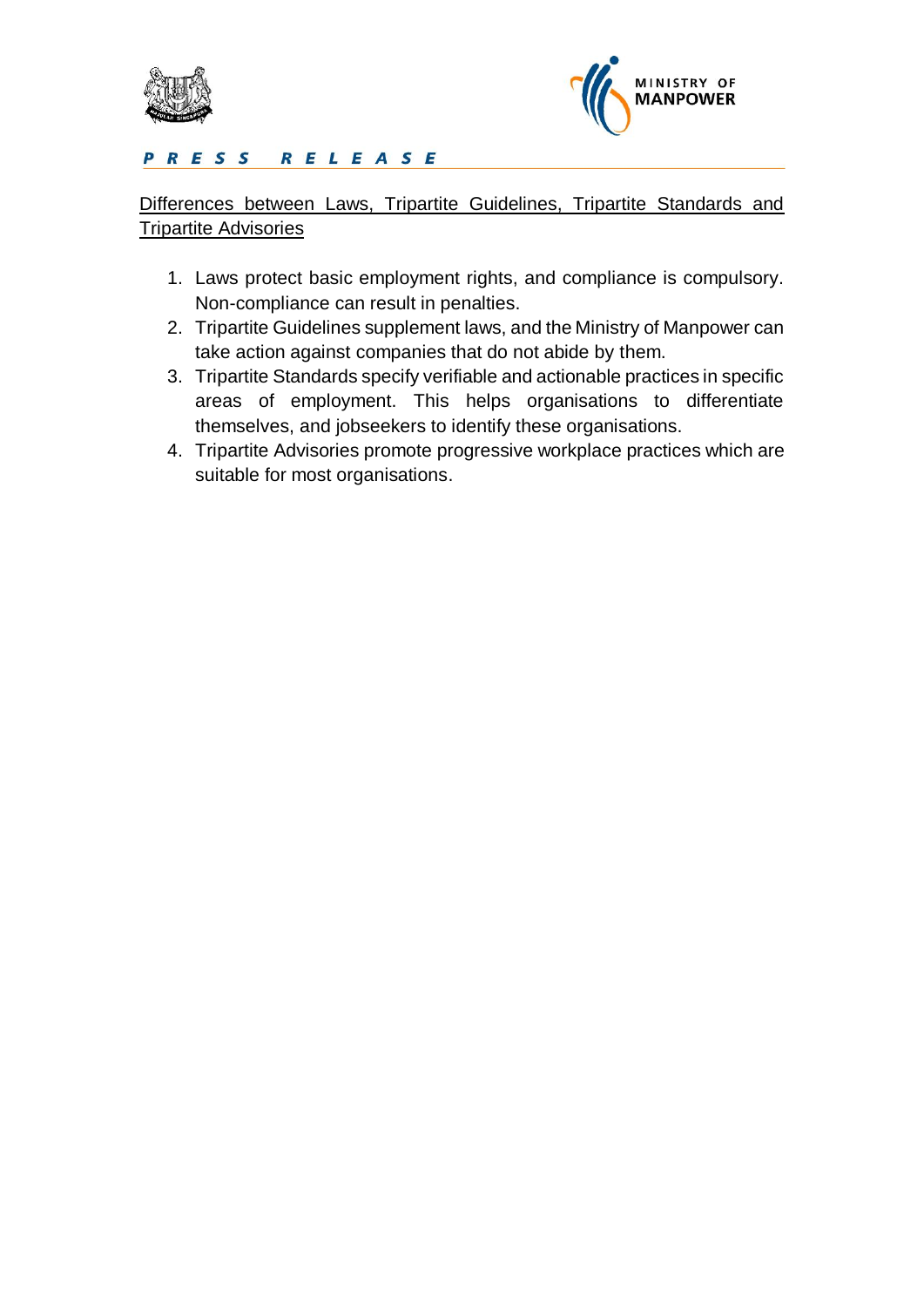PRESS RELEASE

Differences between Laws, Tripartite Guidelines, Tripartite Standards and Tripartite Advisories

1. Laws protect basic employment rights, and compliance is compulsory. Non-compliance can result in penalties.
2. Tripartite Guidelines supplement laws, and the Ministry of Manpower can take action against companies that do not abide by them.
3. Tripartite Standards specify verifiable and actionable practices in specific areas of employment. This helps organisations to differentiate themselves, and jobseekers to identify these organisations.
4. Tripartite Advisories promote progressive workplace practices which are suitable for most organisations.